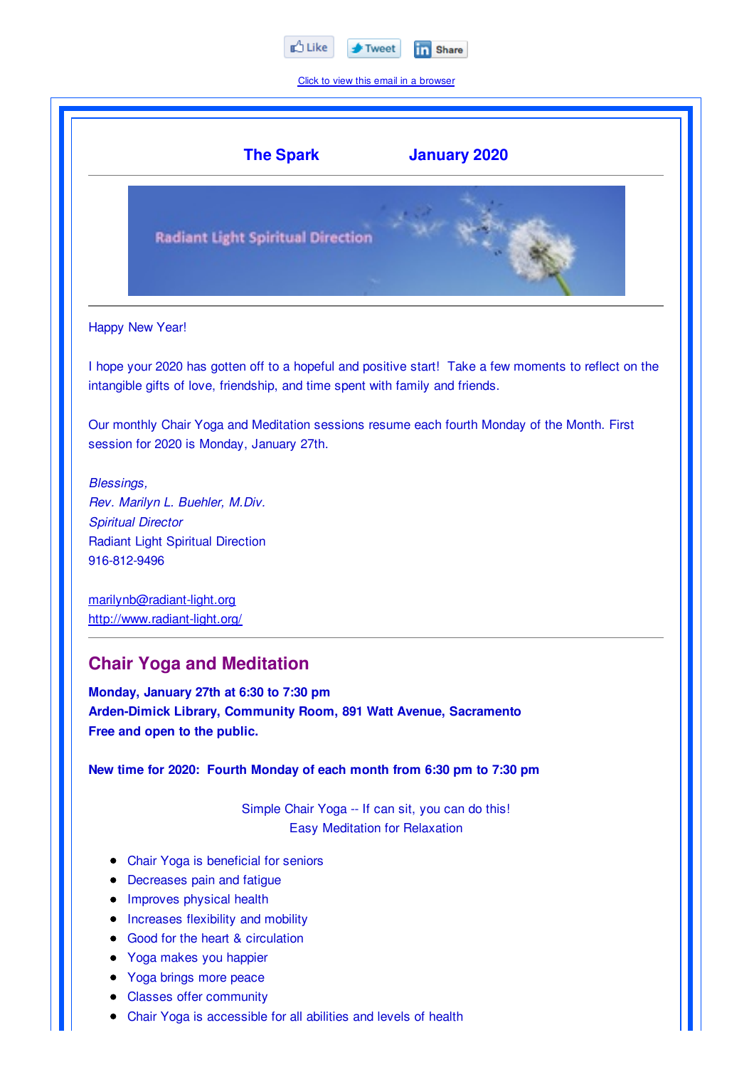Like Tweet Share

Click to view this email in a browser

**The Spark** **January 2020**

Radiant Light Spiritual Direction

Happy New Year!

I hope your 2020 has gotten off to a hopeful and positive start! Take a few moments to reflect on the intangible gifts of love, friendship, and time spent with family and friends.

Our monthly Chair Yoga and Meditation sessions resume each fourth Monday of the Month. First session for 2020 is Monday, January 27th.

*Blessings,*
*Rev. Marilyn L. Buehler, M.Div.*
*Spiritual Director*
Radiant Light Spiritual Direction
916-812-9496

marilynb@radiant-light.org
http://www.radiant-light.org/

## Chair Yoga and Meditation

**Monday, January 27th at 6:30 to 7:30 pm**
**Arden-Dimick Library, Community Room, 891 Watt Avenue, Sacramento**
**Free and open to the public.**

**New time for 2020: Fourth Monday of each month from 6:30 pm to 7:30 pm**

Simple Chair Yoga -- If can sit, you can do this!
Easy Meditation for Relaxation

- Chair Yoga is beneficial for seniors
- Decreases pain and fatigue
- Improves physical health
- Increases flexibility and mobility
- Good for the heart & circulation
- Yoga makes you happier
- Yoga brings more peace
- Classes offer community
- Chair Yoga is accessible for all abilities and levels of health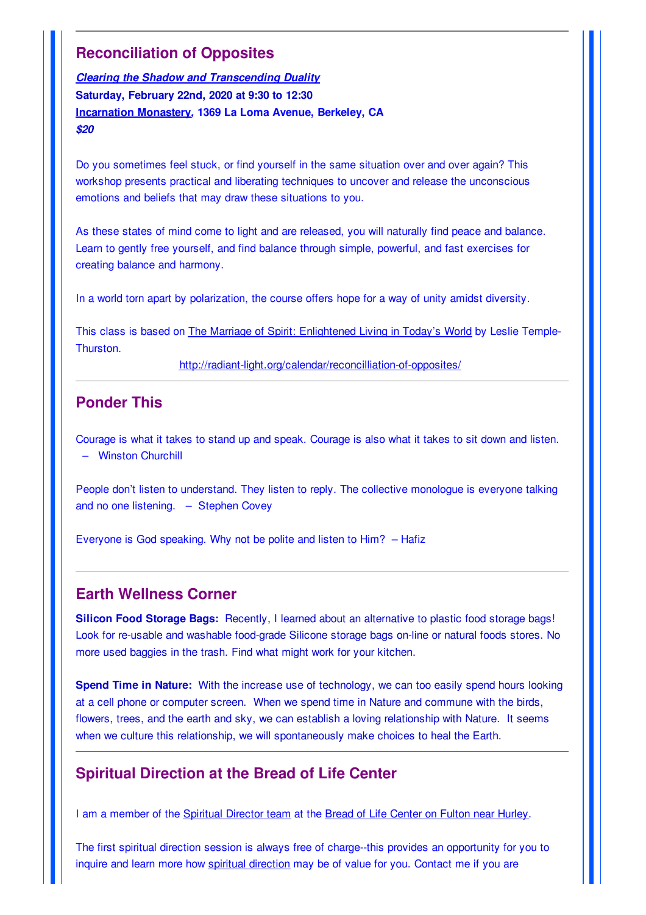---

## Reconciliation of Opposites

***Clearing the Shadow and Transcending Duality***
**Saturday, February 22nd, 2020 at 9:30 to 12:30**
**Incarnation Monastery, 1369 La Loma Avenue, Berkeley, CA**
***$20***

Do you sometimes feel stuck, or find yourself in the same situation over and over again? This workshop presents practical and liberating techniques to uncover and release the unconscious emotions and beliefs that may draw these situations to you.

As these states of mind come to light and are released, you will naturally find peace and balance. Learn to gently free yourself, and find balance through simple, powerful, and fast exercises for creating balance and harmony.

In a world torn apart by polarization, the course offers hope for a way of unity amidst diversity.

This class is based on The Marriage of Spirit: Enlightened Living in Today's World by Leslie Temple-Thurston.

http://radiant-light.org/calendar/reconcilliation-of-opposites/

---

## Ponder This

Courage is what it takes to stand up and speak. Courage is also what it takes to sit down and listen.
– Winston Churchill

People don't listen to understand. They listen to reply. The collective monologue is everyone talking and no one listening. – Stephen Covey

Everyone is God speaking. Why not be polite and listen to Him? – Hafiz

---

## Earth Wellness Corner

**Silicon Food Storage Bags:** Recently, I learned about an alternative to plastic food storage bags! Look for re-usable and washable food-grade Silicone storage bags on-line or natural foods stores. No more used baggies in the trash. Find what might work for your kitchen.

**Spend Time in Nature:** With the increase use of technology, we can too easily spend hours looking at a cell phone or computer screen. When we spend time in Nature and commune with the birds, flowers, trees, and the earth and sky, we can establish a loving relationship with Nature. It seems when we culture this relationship, we will spontaneously make choices to heal the Earth.

---

## Spiritual Direction at the Bread of Life Center

I am a member of the Spiritual Director team at the Bread of Life Center on Fulton near Hurley.

The first spiritual direction session is always free of charge--this provides an opportunity for you to inquire and learn more how spiritual direction may be of value for you. Contact me if you are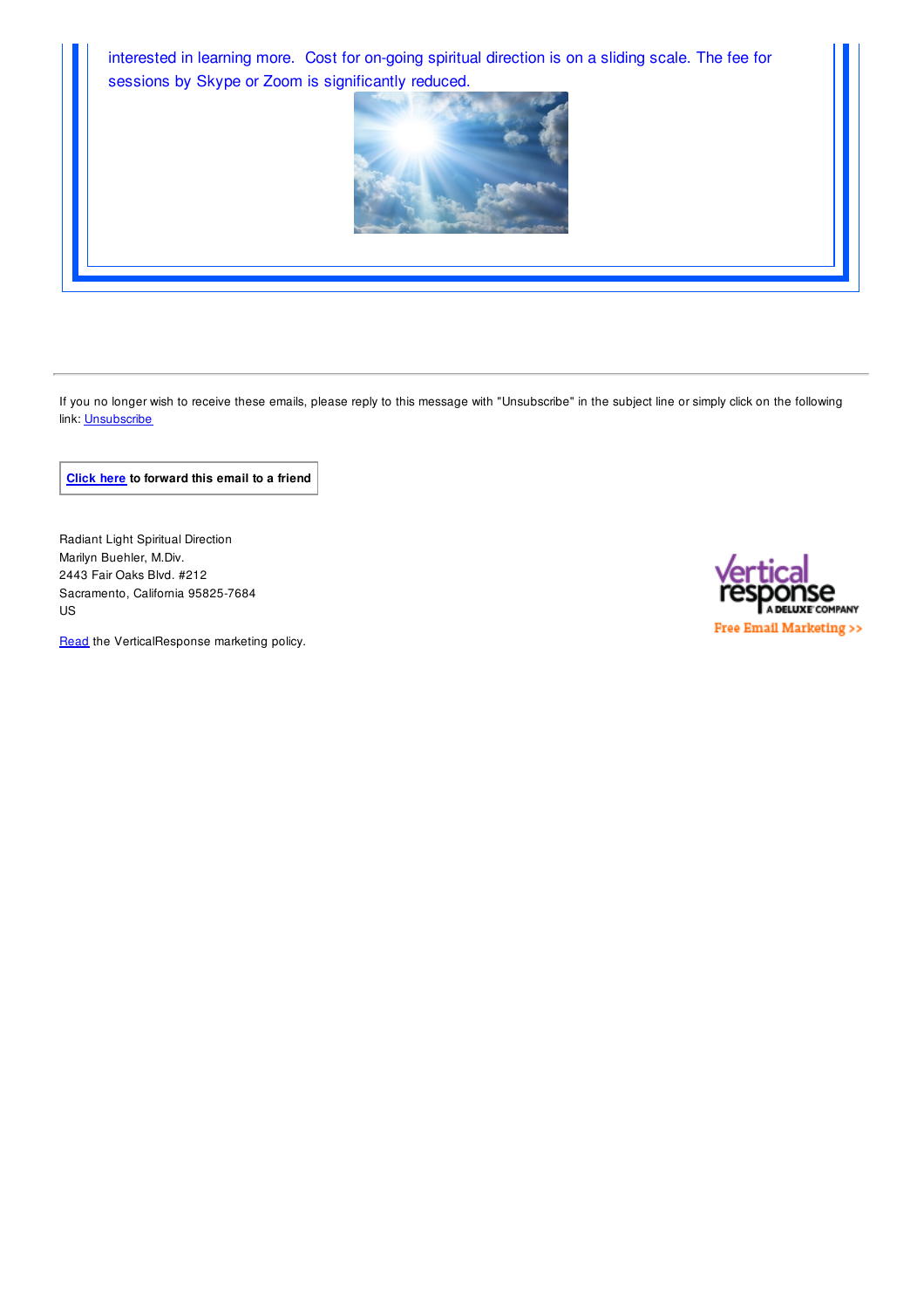interested in learning more.  Cost for on-going spiritual direction is on a sliding scale. The fee for sessions by Skype or Zoom is significantly reduced.

If you no longer wish to receive these emails, please reply to this message with "Unsubscribe" in the subject line or simply click on the following link: Unsubscribe

**Click here to forward this email to a friend**

Radiant Light Spiritual Direction
Marilyn Buehler, M.Div.
2443 Fair Oaks Blvd. #212
Sacramento, California 95825-7684
US

Read the VerticalResponse marketing policy.

Vertical response A DELUXE COMPANY
Free Email Marketing >>